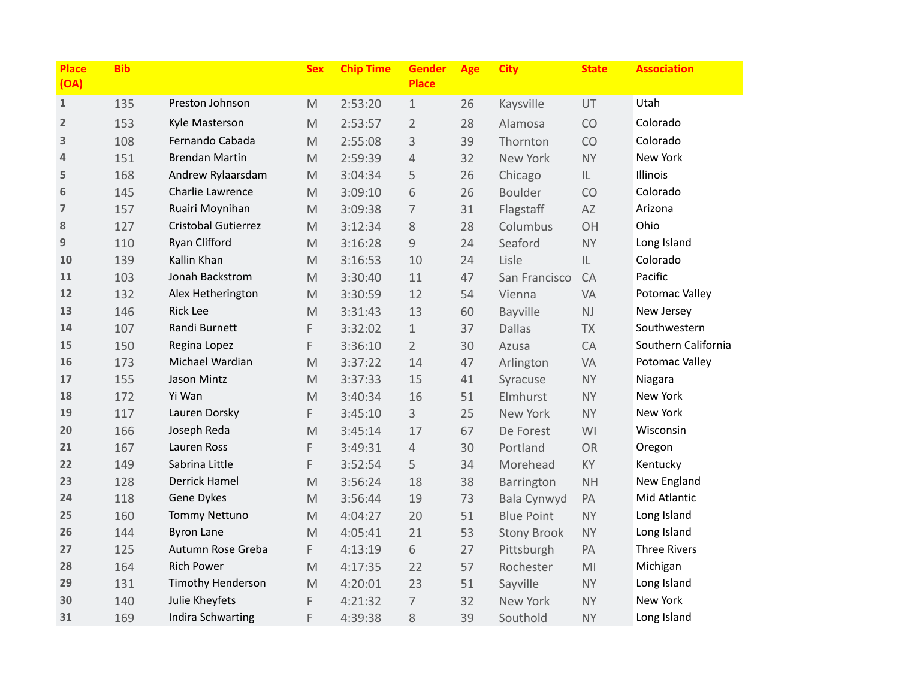| Place (OA) | Bib | | Sex | Chip Time | Gender Place | Age | City | State | Association |
|---|---|---|---|---|---|---|---|---|---|
| 1 | 135 | Preston Johnson | M | 2:53:20 | 1 | 26 | Kaysville | UT | Utah |
| 2 | 153 | Kyle Masterson | M | 2:53:57 | 2 | 28 | Alamosa | CO | Colorado |
| 3 | 108 | Fernando Cabada | M | 2:55:08 | 3 | 39 | Thornton | CO | Colorado |
| 4 | 151 | Brendan Martin | M | 2:59:39 | 4 | 32 | New York | NY | New York |
| 5 | 168 | Andrew Rylaarsdam | M | 3:04:34 | 5 | 26 | Chicago | IL | Illinois |
| 6 | 145 | Charlie Lawrence | M | 3:09:10 | 6 | 26 | Boulder | CO | Colorado |
| 7 | 157 | Ruairi Moynihan | M | 3:09:38 | 7 | 31 | Flagstaff | AZ | Arizona |
| 8 | 127 | Cristobal Gutierrez | M | 3:12:34 | 8 | 28 | Columbus | OH | Ohio |
| 9 | 110 | Ryan Clifford | M | 3:16:28 | 9 | 24 | Seaford | NY | Long Island |
| 10 | 139 | Kallin Khan | M | 3:16:53 | 10 | 24 | Lisle | IL | Colorado |
| 11 | 103 | Jonah Backstrom | M | 3:30:40 | 11 | 47 | San Francisco | CA | Pacific |
| 12 | 132 | Alex Hetherington | M | 3:30:59 | 12 | 54 | Vienna | VA | Potomac Valley |
| 13 | 146 | Rick Lee | M | 3:31:43 | 13 | 60 | Bayville | NJ | New Jersey |
| 14 | 107 | Randi Burnett | F | 3:32:02 | 1 | 37 | Dallas | TX | Southwestern |
| 15 | 150 | Regina Lopez | F | 3:36:10 | 2 | 30 | Azusa | CA | Southern California |
| 16 | 173 | Michael Wardian | M | 3:37:22 | 14 | 47 | Arlington | VA | Potomac Valley |
| 17 | 155 | Jason Mintz | M | 3:37:33 | 15 | 41 | Syracuse | NY | Niagara |
| 18 | 172 | Yi Wan | M | 3:40:34 | 16 | 51 | Elmhurst | NY | New York |
| 19 | 117 | Lauren Dorsky | F | 3:45:10 | 3 | 25 | New York | NY | New York |
| 20 | 166 | Joseph Reda | M | 3:45:14 | 17 | 67 | De Forest | WI | Wisconsin |
| 21 | 167 | Lauren Ross | F | 3:49:31 | 4 | 30 | Portland | OR | Oregon |
| 22 | 149 | Sabrina Little | F | 3:52:54 | 5 | 34 | Morehead | KY | Kentucky |
| 23 | 128 | Derrick Hamel | M | 3:56:24 | 18 | 38 | Barrington | NH | New England |
| 24 | 118 | Gene Dykes | M | 3:56:44 | 19 | 73 | Bala Cynwyd | PA | Mid Atlantic |
| 25 | 160 | Tommy Nettuno | M | 4:04:27 | 20 | 51 | Blue Point | NY | Long Island |
| 26 | 144 | Byron Lane | M | 4:05:41 | 21 | 53 | Stony Brook | NY | Long Island |
| 27 | 125 | Autumn Rose Greba | F | 4:13:19 | 6 | 27 | Pittsburgh | PA | Three Rivers |
| 28 | 164 | Rich Power | M | 4:17:35 | 22 | 57 | Rochester | MI | Michigan |
| 29 | 131 | Timothy Henderson | M | 4:20:01 | 23 | 51 | Sayville | NY | Long Island |
| 30 | 140 | Julie Kheyfets | F | 4:21:32 | 7 | 32 | New York | NY | New York |
| 31 | 169 | Indira Schwarting | F | 4:39:38 | 8 | 39 | Southold | NY | Long Island |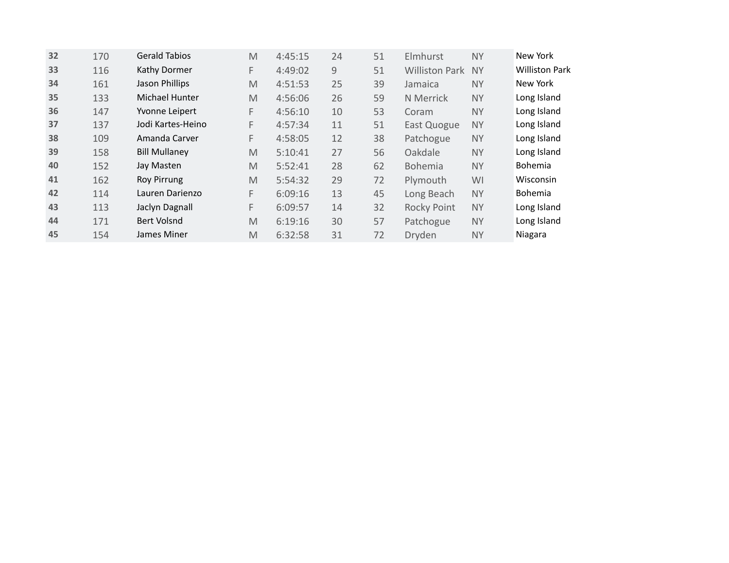| | | | | | | | | | |
|---|---|---|---|---|---|---|---|---|---|
| 32 | 170 | Gerald Tabios | M | 4:45:15 | 24 | 51 | Elmhurst | NY | New York |
| 33 | 116 | Kathy Dormer | F | 4:49:02 | 9 | 51 | Williston Park | NY | Williston Park |
| 34 | 161 | Jason Phillips | M | 4:51:53 | 25 | 39 | Jamaica | NY | New York |
| 35 | 133 | Michael Hunter | M | 4:56:06 | 26 | 59 | N Merrick | NY | Long Island |
| 36 | 147 | Yvonne Leipert | F | 4:56:10 | 10 | 53 | Coram | NY | Long Island |
| 37 | 137 | Jodi Kartes-Heino | F | 4:57:34 | 11 | 51 | East Quogue | NY | Long Island |
| 38 | 109 | Amanda Carver | F | 4:58:05 | 12 | 38 | Patchogue | NY | Long Island |
| 39 | 158 | Bill Mullaney | M | 5:10:41 | 27 | 56 | Oakdale | NY | Long Island |
| 40 | 152 | Jay Masten | M | 5:52:41 | 28 | 62 | Bohemia | NY | Bohemia |
| 41 | 162 | Roy Pirrung | M | 5:54:32 | 29 | 72 | Plymouth | WI | Wisconsin |
| 42 | 114 | Lauren Darienzo | F | 6:09:16 | 13 | 45 | Long Beach | NY | Bohemia |
| 43 | 113 | Jaclyn Dagnall | F | 6:09:57 | 14 | 32 | Rocky Point | NY | Long Island |
| 44 | 171 | Bert Volsnd | M | 6:19:16 | 30 | 57 | Patchogue | NY | Long Island |
| 45 | 154 | James Miner | M | 6:32:58 | 31 | 72 | Dryden | NY | Niagara |